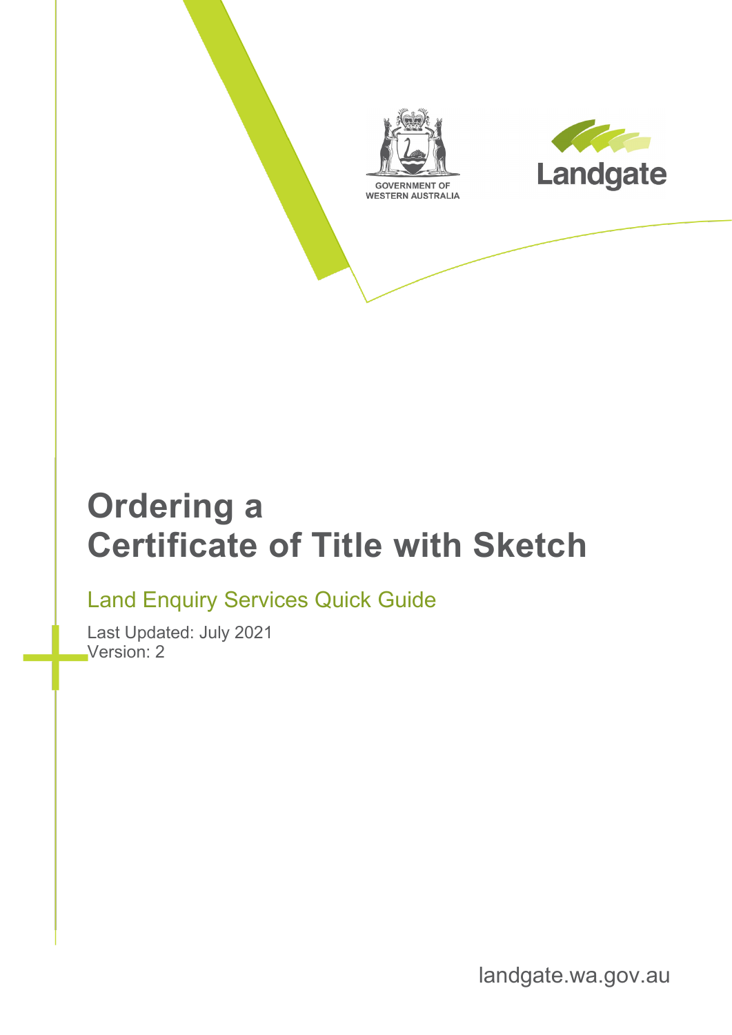GOVERNMENT OF WESTERN AUSTRALIA

Landgate

# Ordering a Certificate of Title with Sketch

## Land Enquiry Services Quick Guide

Last Updated: July 2021
Version: 2

landgate.wa.gov.au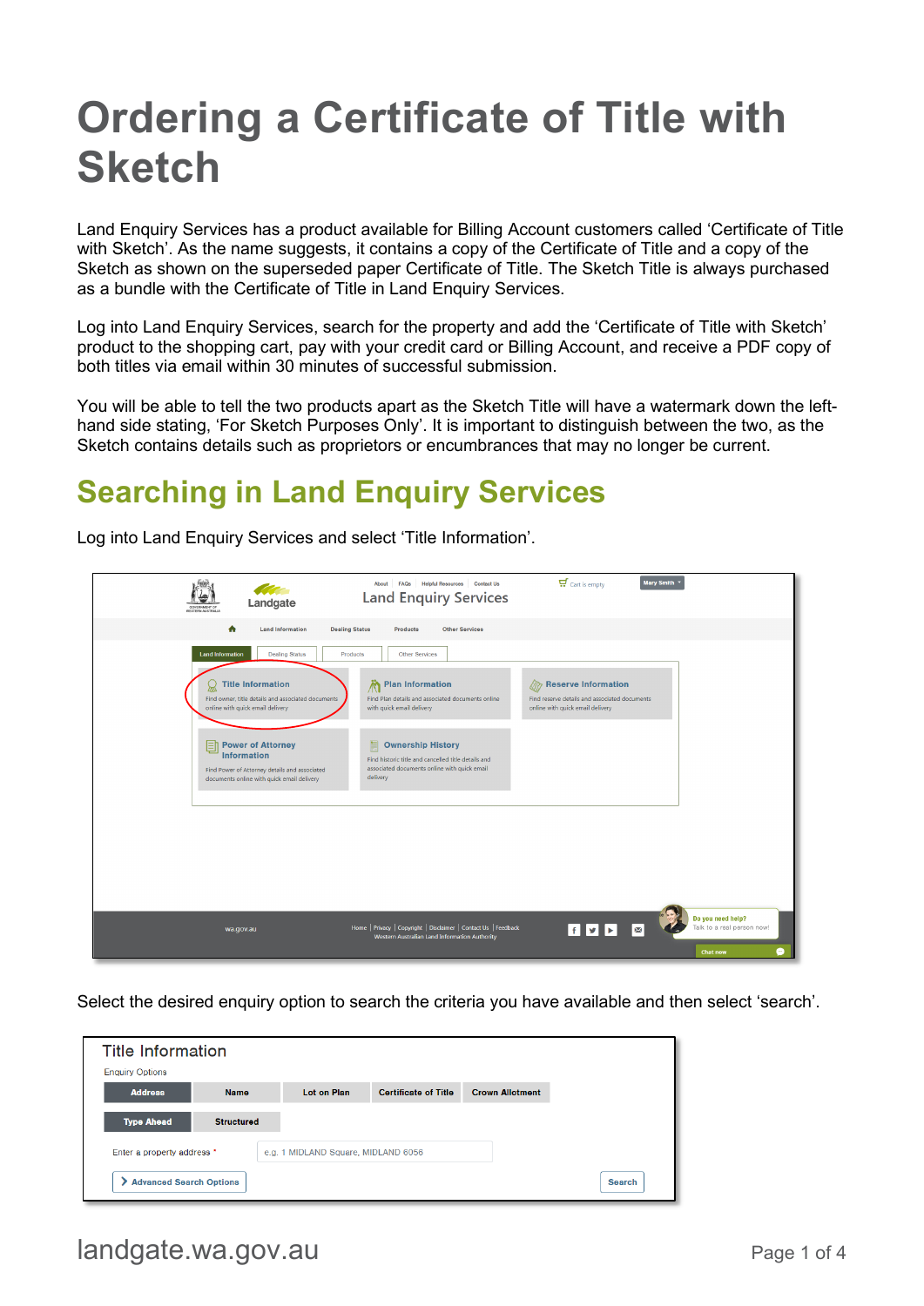# Ordering a Certificate of Title with Sketch

Land Enquiry Services has a product available for Billing Account customers called 'Certificate of Title with Sketch'. As the name suggests, it contains a copy of the Certificate of Title and a copy of the Sketch as shown on the superseded paper Certificate of Title. The Sketch Title is always purchased as a bundle with the Certificate of Title in Land Enquiry Services.

Log into Land Enquiry Services, search for the property and add the 'Certificate of Title with Sketch' product to the shopping cart, pay with your credit card or Billing Account, and receive a PDF copy of both titles via email within 30 minutes of successful submission.

You will be able to tell the two products apart as the Sketch Title will have a watermark down the left-hand side stating, 'For Sketch Purposes Only'. It is important to distinguish between the two, as the Sketch contains details such as proprietors or encumbrances that may no longer be current.

## Searching in Land Enquiry Services

Log into Land Enquiry Services and select 'Title Information'.

Select the desired enquiry option to search the criteria you have available and then select 'search'.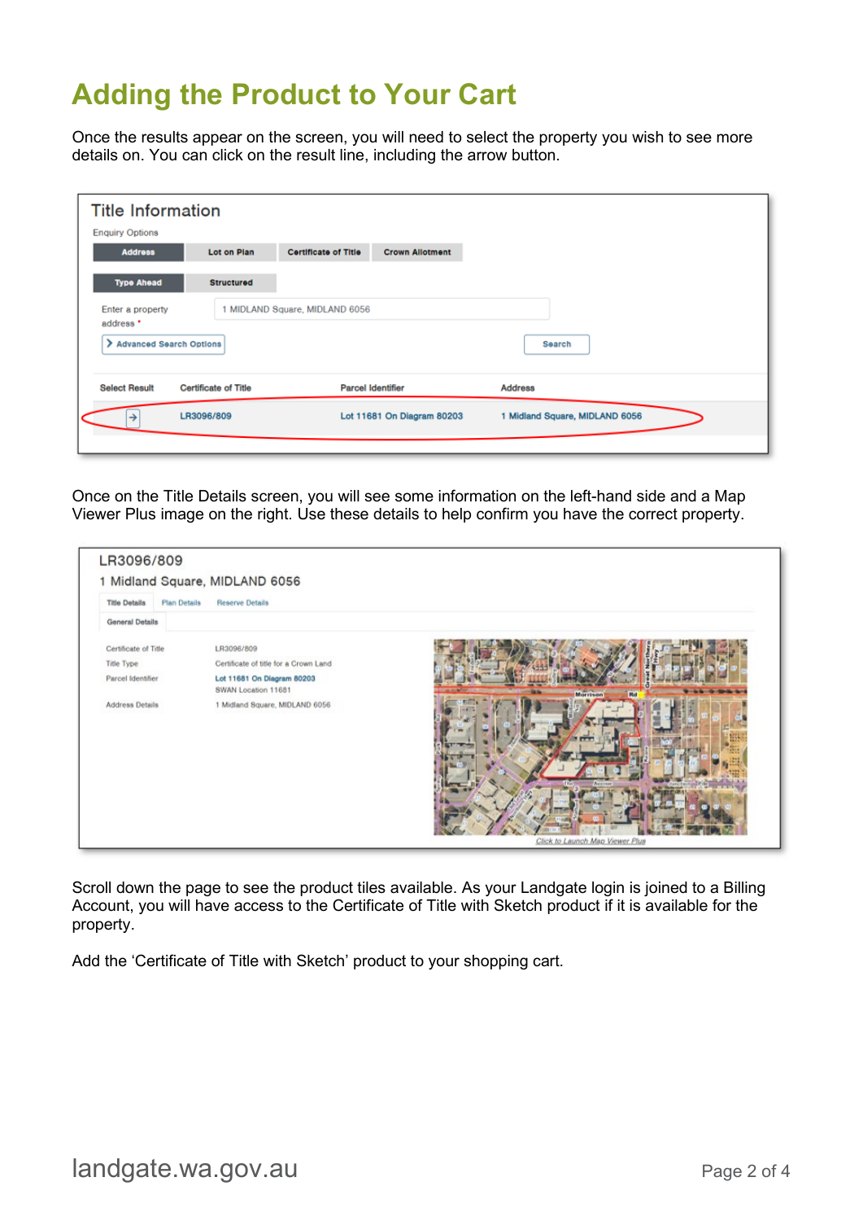# Adding the Product to Your Cart

Once the results appear on the screen, you will need to select the property you wish to see more details on. You can click on the result line, including the arrow button.

Once on the Title Details screen, you will see some information on the left-hand side and a Map Viewer Plus image on the right. Use these details to help confirm you have the correct property.

Scroll down the page to see the product tiles available. As your Landgate login is joined to a Billing Account, you will have access to the Certificate of Title with Sketch product if it is available for the property.

Add the 'Certificate of Title with Sketch' product to your shopping cart.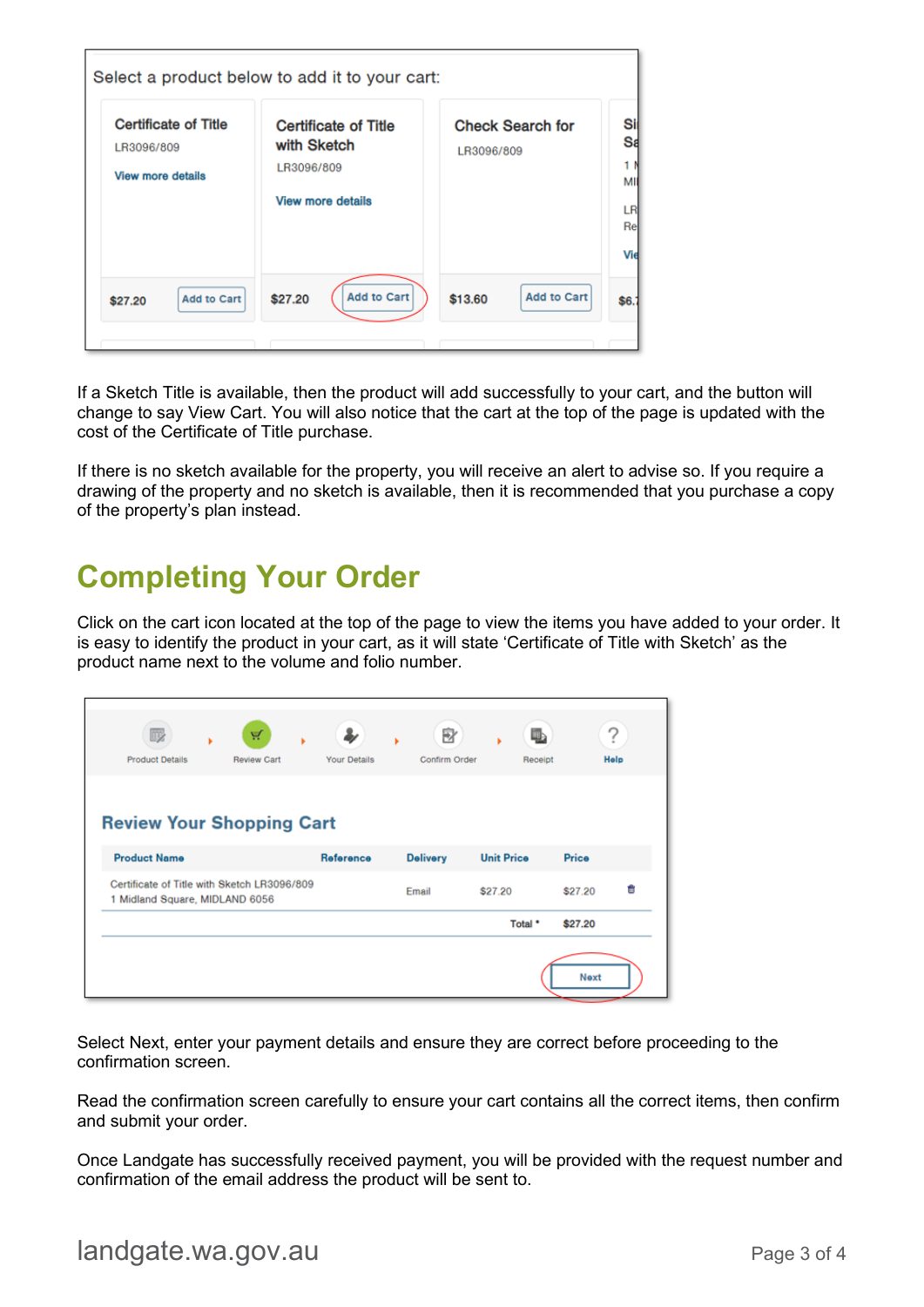If a Sketch Title is available, then the product will add successfully to your cart, and the button will change to say View Cart. You will also notice that the cart at the top of the page is updated with the cost of the Certificate of Title purchase.

If there is no sketch available for the property, you will receive an alert to advise so. If you require a drawing of the property and no sketch is available, then it is recommended that you purchase a copy of the property's plan instead.

## Completing Your Order

Click on the cart icon located at the top of the page to view the items you have added to your order. It is easy to identify the product in your cart, as it will state 'Certificate of Title with Sketch' as the product name next to the volume and folio number.

Select Next, enter your payment details and ensure they are correct before proceeding to the confirmation screen.

Read the confirmation screen carefully to ensure your cart contains all the correct items, then confirm and submit your order.

Once Landgate has successfully received payment, you will be provided with the request number and confirmation of the email address the product will be sent to.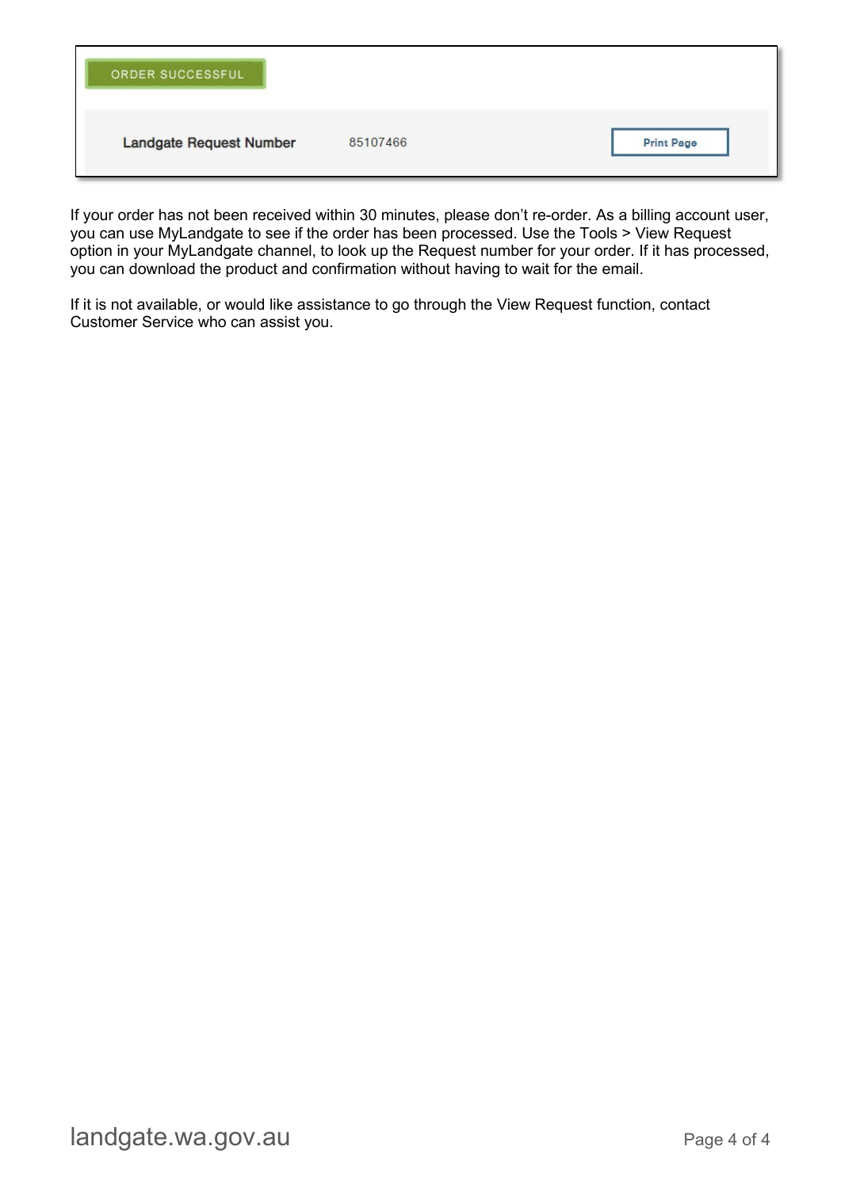ORDER SUCCESSFUL

| | | |
|---|---|---|
| **Landgate Request Number** | 85107466 | Print Page |

If your order has not been received within 30 minutes, please don't re-order. As a billing account user, you can use MyLandgate to see if the order has been processed. Use the Tools > View Request option in your MyLandgate channel, to look up the Request number for your order. If it has processed, you can download the product and confirmation without having to wait for the email.

If it is not available, or would like assistance to go through the View Request function, contact Customer Service who can assist you.